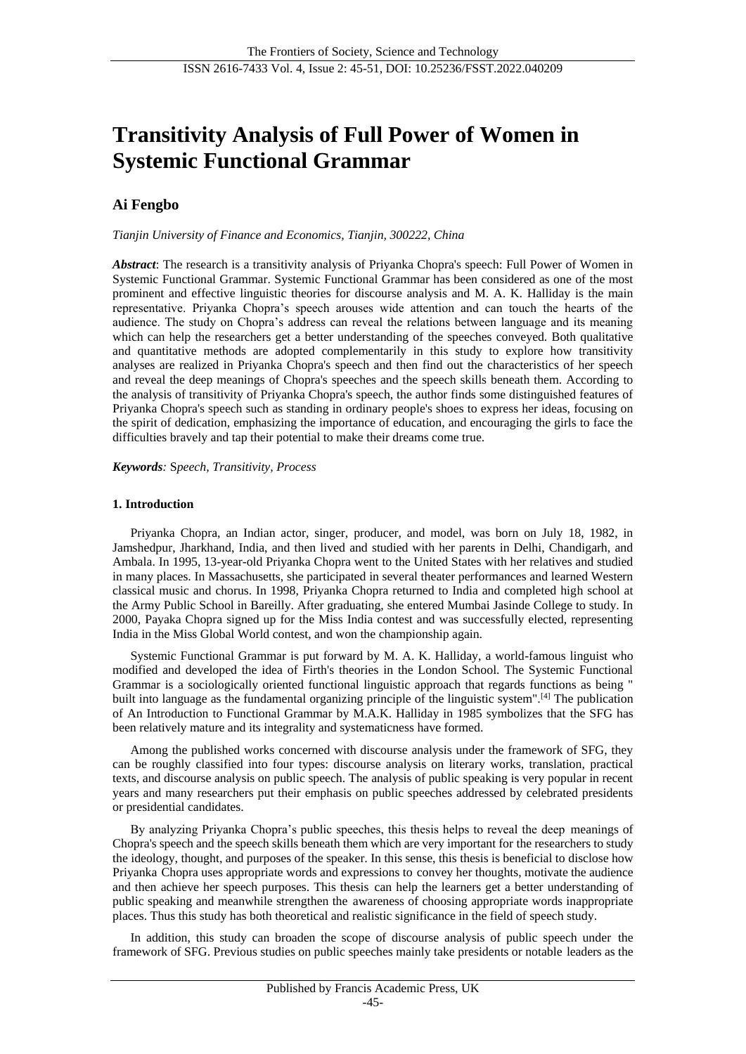# Transitivity Analysis of Full Power of Women in Systemic Functional Grammar

**Ai Fengbo**

*Tianjin University of Finance and Economics, Tianjin, 300222, China*

***Abstract***: The research is a transitivity analysis of Priyanka Chopra's speech: Full Power of Women in Systemic Functional Grammar. Systemic Functional Grammar has been considered as one of the most prominent and effective linguistic theories for discourse analysis and M. A. K. Halliday is the main representative. Priyanka Chopra's speech arouses wide attention and can touch the hearts of the audience. The study on Chopra's address can reveal the relations between language and its meaning which can help the researchers get a better understanding of the speeches conveyed. Both qualitative and quantitative methods are adopted complementarily in this study to explore how transitivity analyses are realized in Priyanka Chopra's speech and then find out the characteristics of her speech and reveal the deep meanings of Chopra's speeches and the speech skills beneath them. According to the analysis of transitivity of Priyanka Chopra's speech, the author finds some distinguished features of Priyanka Chopra's speech such as standing in ordinary people's shoes to express her ideas, focusing on the spirit of dedication, emphasizing the importance of education, and encouraging the girls to face the difficulties bravely and tap their potential to make their dreams come true.

***Keywords****:* S*peech, Transitivity, Process*

## 1. Introduction

Priyanka Chopra, an Indian actor, singer, producer, and model, was born on July 18, 1982, in Jamshedpur, Jharkhand, India, and then lived and studied with her parents in Delhi, Chandigarh, and Ambala. In 1995, 13-year-old Priyanka Chopra went to the United States with her relatives and studied in many places. In Massachusetts, she participated in several theater performances and learned Western classical music and chorus. In 1998, Priyanka Chopra returned to India and completed high school at the Army Public School in Bareilly. After graduating, she entered Mumbai Jasinde College to study. In 2000, Payaka Chopra signed up for the Miss India contest and was successfully elected, representing India in the Miss Global World contest, and won the championship again.

Systemic Functional Grammar is put forward by M. A. K. Halliday, a world-famous linguist who modified and developed the idea of Firth's theories in the London School. The Systemic Functional Grammar is a sociologically oriented functional linguistic approach that regards functions as being " built into language as the fundamental organizing principle of the linguistic system".[4] The publication of An Introduction to Functional Grammar by M.A.K. Halliday in 1985 symbolizes that the SFG has been relatively mature and its integrality and systematicness have formed.

Among the published works concerned with discourse analysis under the framework of SFG, they can be roughly classified into four types: discourse analysis on literary works, translation, practical texts, and discourse analysis on public speech. The analysis of public speaking is very popular in recent years and many researchers put their emphasis on public speeches addressed by celebrated presidents or presidential candidates.

By analyzing Priyanka Chopra's public speeches, this thesis helps to reveal the deep meanings of Chopra's speech and the speech skills beneath them which are very important for the researchers to study the ideology, thought, and purposes of the speaker. In this sense, this thesis is beneficial to disclose how Priyanka Chopra uses appropriate words and expressions to convey her thoughts, motivate the audience and then achieve her speech purposes. This thesis can help the learners get a better understanding of public speaking and meanwhile strengthen the awareness of choosing appropriate words inappropriate places. Thus this study has both theoretical and realistic significance in the field of speech study.

In addition, this study can broaden the scope of discourse analysis of public speech under the framework of SFG. Previous studies on public speeches mainly take presidents or notable leaders as the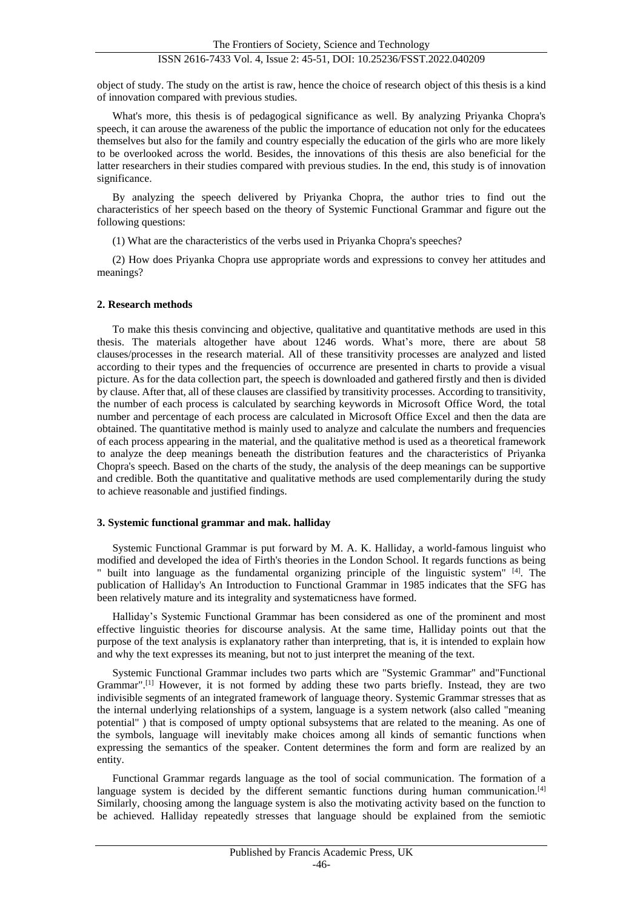object of study. The study on the artist is raw, hence the choice of research object of this thesis is a kind of innovation compared with previous studies.

What's more, this thesis is of pedagogical significance as well. By analyzing Priyanka Chopra's speech, it can arouse the awareness of the public the importance of education not only for the educatees themselves but also for the family and country especially the education of the girls who are more likely to be overlooked across the world. Besides, the innovations of this thesis are also beneficial for the latter researchers in their studies compared with previous studies. In the end, this study is of innovation significance.

By analyzing the speech delivered by Priyanka Chopra, the author tries to find out the characteristics of her speech based on the theory of Systemic Functional Grammar and figure out the following questions:

(1) What are the characteristics of the verbs used in Priyanka Chopra's speeches?

(2) How does Priyanka Chopra use appropriate words and expressions to convey her attitudes and meanings?

## 2. Research methods

To make this thesis convincing and objective, qualitative and quantitative methods are used in this thesis. The materials altogether have about 1246 words. What's more, there are about 58 clauses/processes in the research material. All of these transitivity processes are analyzed and listed according to their types and the frequencies of occurrence are presented in charts to provide a visual picture. As for the data collection part, the speech is downloaded and gathered firstly and then is divided by clause. After that, all of these clauses are classified by transitivity processes. According to transitivity, the number of each process is calculated by searching keywords in Microsoft Office Word, the total number and percentage of each process are calculated in Microsoft Office Excel and then the data are obtained. The quantitative method is mainly used to analyze and calculate the numbers and frequencies of each process appearing in the material, and the qualitative method is used as a theoretical framework to analyze the deep meanings beneath the distribution features and the characteristics of Priyanka Chopra's speech. Based on the charts of the study, the analysis of the deep meanings can be supportive and credible. Both the quantitative and qualitative methods are used complementarily during the study to achieve reasonable and justified findings.

## 3. Systemic functional grammar and mak. halliday

Systemic Functional Grammar is put forward by M. A. K. Halliday, a world-famous linguist who modified and developed the idea of Firth's theories in the London School. It regards functions as being " built into language as the fundamental organizing principle of the linguistic system" [4]. The publication of Halliday's An Introduction to Functional Grammar in 1985 indicates that the SFG has been relatively mature and its integrality and systematicness have formed.

Halliday's Systemic Functional Grammar has been considered as one of the prominent and most effective linguistic theories for discourse analysis. At the same time, Halliday points out that the purpose of the text analysis is explanatory rather than interpreting, that is, it is intended to explain how and why the text expresses its meaning, but not to just interpret the meaning of the text.

Systemic Functional Grammar includes two parts which are "Systemic Grammar" and"Functional Grammar".[1] However, it is not formed by adding these two parts briefly. Instead, they are two indivisible segments of an integrated framework of language theory. Systemic Grammar stresses that as the internal underlying relationships of a system, language is a system network (also called "meaning potential" ) that is composed of umpty optional subsystems that are related to the meaning. As one of the symbols, language will inevitably make choices among all kinds of semantic functions when expressing the semantics of the speaker. Content determines the form and form are realized by an entity.

Functional Grammar regards language as the tool of social communication. The formation of a language system is decided by the different semantic functions during human communication.[4] Similarly, choosing among the language system is also the motivating activity based on the function to be achieved. Halliday repeatedly stresses that language should be explained from the semiotic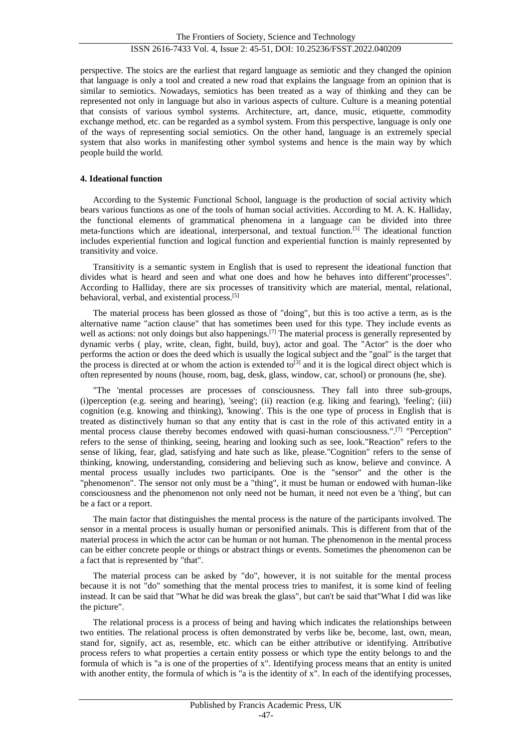perspective. The stoics are the earliest that regard language as semiotic and they changed the opinion that language is only a tool and created a new road that explains the language from an opinion that is similar to semiotics. Nowadays, semiotics has been treated as a way of thinking and they can be represented not only in language but also in various aspects of culture. Culture is a meaning potential that consists of various symbol systems. Architecture, art, dance, music, etiquette, commodity exchange method, etc. can be regarded as a symbol system. From this perspective, language is only one of the ways of representing social semiotics. On the other hand, language is an extremely special system that also works in manifesting other symbol systems and hence is the main way by which people build the world.

## 4. Ideational function

According to the Systemic Functional School, language is the production of social activity which bears various functions as one of the tools of human social activities. According to M. A. K. Halliday, the functional elements of grammatical phenomena in a language can be divided into three meta-functions which are ideational, interpersonal, and textual function.[5] The ideational function includes experiential function and logical function and experiential function is mainly represented by transitivity and voice.

Transitivity is a semantic system in English that is used to represent the ideational function that divides what is heard and seen and what one does and how he behaves into different"processes". According to Halliday, there are six processes of transitivity which are material, mental, relational, behavioral, verbal, and existential process.[5]

The material process has been glossed as those of "doing", but this is too active a term, as is the alternative name "action clause" that has sometimes been used for this type. They include events as well as actions: not only doings but also happenings.[7] The material process is generally represented by dynamic verbs ( play, write, clean, fight, build, buy), actor and goal. The "Actor" is the doer who performs the action or does the deed which is usually the logical subject and the "goal" is the target that the process is directed at or whom the action is extended to[3] and it is the logical direct object which is often represented by nouns (house, room, bag, desk, glass, window, car, school) or pronouns (he, she).

"The 'mental processes are processes of consciousness. They fall into three sub-groups, (i)perception (e.g. seeing and hearing), 'seeing'; (ii) reaction (e.g. liking and fearing), 'feeling'; (iii) cognition (e.g. knowing and thinking), 'knowing'. This is the one type of process in English that is treated as distinctively human so that any entity that is cast in the role of this activated entity in a mental process clause thereby becomes endowed with quasi-human consciousness.".[7] "Perception" refers to the sense of thinking, seeing, hearing and looking such as see, look."Reaction" refers to the sense of liking, fear, glad, satisfying and hate such as like, please."Cognition" refers to the sense of thinking, knowing, understanding, considering and believing such as know, believe and convince. A mental process usually includes two participants. One is the "sensor" and the other is the "phenomenon". The sensor not only must be a "thing", it must be human or endowed with human-like consciousness and the phenomenon not only need not be human, it need not even be a 'thing', but can be a fact or a report.

The main factor that distinguishes the mental process is the nature of the participants involved. The sensor in a mental process is usually human or personified animals. This is different from that of the material process in which the actor can be human or not human. The phenomenon in the mental process can be either concrete people or things or abstract things or events. Sometimes the phenomenon can be a fact that is represented by "that".

The material process can be asked by "do", however, it is not suitable for the mental process because it is not "do" something that the mental process tries to manifest, it is some kind of feeling instead. It can be said that "What he did was break the glass", but can't be said that"What I did was like the picture".

The relational process is a process of being and having which indicates the relationships between two entities. The relational process is often demonstrated by verbs like be, become, last, own, mean, stand for, signify, act as, resemble, etc. which can be either attributive or identifying. Attributive process refers to what properties a certain entity possess or which type the entity belongs to and the formula of which is "a is one of the properties of x". Identifying process means that an entity is united with another entity, the formula of which is "a is the identity of x". In each of the identifying processes,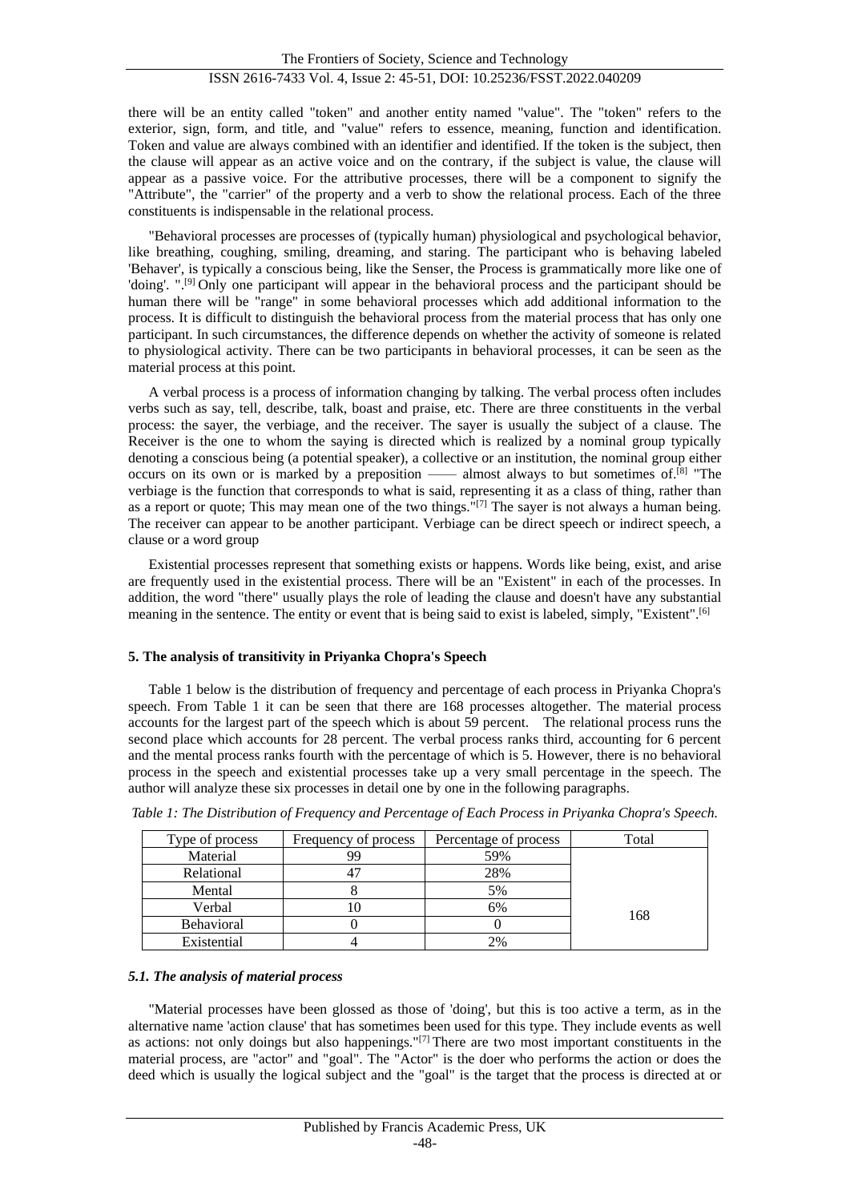there will be an entity called "token" and another entity named "value". The "token" refers to the exterior, sign, form, and title, and "value" refers to essence, meaning, function and identification. Token and value are always combined with an identifier and identified. If the token is the subject, then the clause will appear as an active voice and on the contrary, if the subject is value, the clause will appear as a passive voice. For the attributive processes, there will be a component to signify the "Attribute", the "carrier" of the property and a verb to show the relational process. Each of the three constituents is indispensable in the relational process.

"Behavioral processes are processes of (typically human) physiological and psychological behavior, like breathing, coughing, smiling, dreaming, and staring. The participant who is behaving labeled 'Behaver', is typically a conscious being, like the Senser, the Process is grammatically more like one of 'doing'. ".[9] Only one participant will appear in the behavioral process and the participant should be human there will be "range" in some behavioral processes which add additional information to the process. It is difficult to distinguish the behavioral process from the material process that has only one participant. In such circumstances, the difference depends on whether the activity of someone is related to physiological activity. There can be two participants in behavioral processes, it can be seen as the material process at this point.

A verbal process is a process of information changing by talking. The verbal process often includes verbs such as say, tell, describe, talk, boast and praise, etc. There are three constituents in the verbal process: the sayer, the verbiage, and the receiver. The sayer is usually the subject of a clause. The Receiver is the one to whom the saying is directed which is realized by a nominal group typically denoting a conscious being (a potential speaker), a collective or an institution, the nominal group either occurs on its own or is marked by a preposition —— almost always to but sometimes of.[8] "The verbiage is the function that corresponds to what is said, representing it as a class of thing, rather than as a report or quote; This may mean one of the two things."[7] The sayer is not always a human being. The receiver can appear to be another participant. Verbiage can be direct speech or indirect speech, a clause or a word group

Existential processes represent that something exists or happens. Words like being, exist, and arise are frequently used in the existential process. There will be an "Existent" in each of the processes. In addition, the word "there" usually plays the role of leading the clause and doesn't have any substantial meaning in the sentence. The entity or event that is being said to exist is labeled, simply, "Existent".[6]

## 5. The analysis of transitivity in Priyanka Chopra's Speech

Table 1 below is the distribution of frequency and percentage of each process in Priyanka Chopra's speech. From Table 1 it can be seen that there are 168 processes altogether. The material process accounts for the largest part of the speech which is about 59 percent. The relational process runs the second place which accounts for 28 percent. The verbal process ranks third, accounting for 6 percent and the mental process ranks fourth with the percentage of which is 5. However, there is no behavioral process in the speech and existential processes take up a very small percentage in the speech. The author will analyze these six processes in detail one by one in the following paragraphs.

*Table 1: The Distribution of Frequency and Percentage of Each Process in Priyanka Chopra's Speech.*

| Type of process | Frequency of process | Percentage of process | Total |
|---|---|---|---|
| Material | 99 | 59% | 168 |
| Relational | 47 | 28% | |
| Mental | 8 | 5% | |
| Verbal | 10 | 6% | |
| Behavioral | 0 | 0 | |
| Existential | 4 | 2% | |

### 5.1. The analysis of material process

"Material processes have been glossed as those of 'doing', but this is too active a term, as in the alternative name 'action clause' that has sometimes been used for this type. They include events as well as actions: not only doings but also happenings."[7] There are two most important constituents in the material process, are "actor" and "goal". The "Actor" is the doer who performs the action or does the deed which is usually the logical subject and the "goal" is the target that the process is directed at or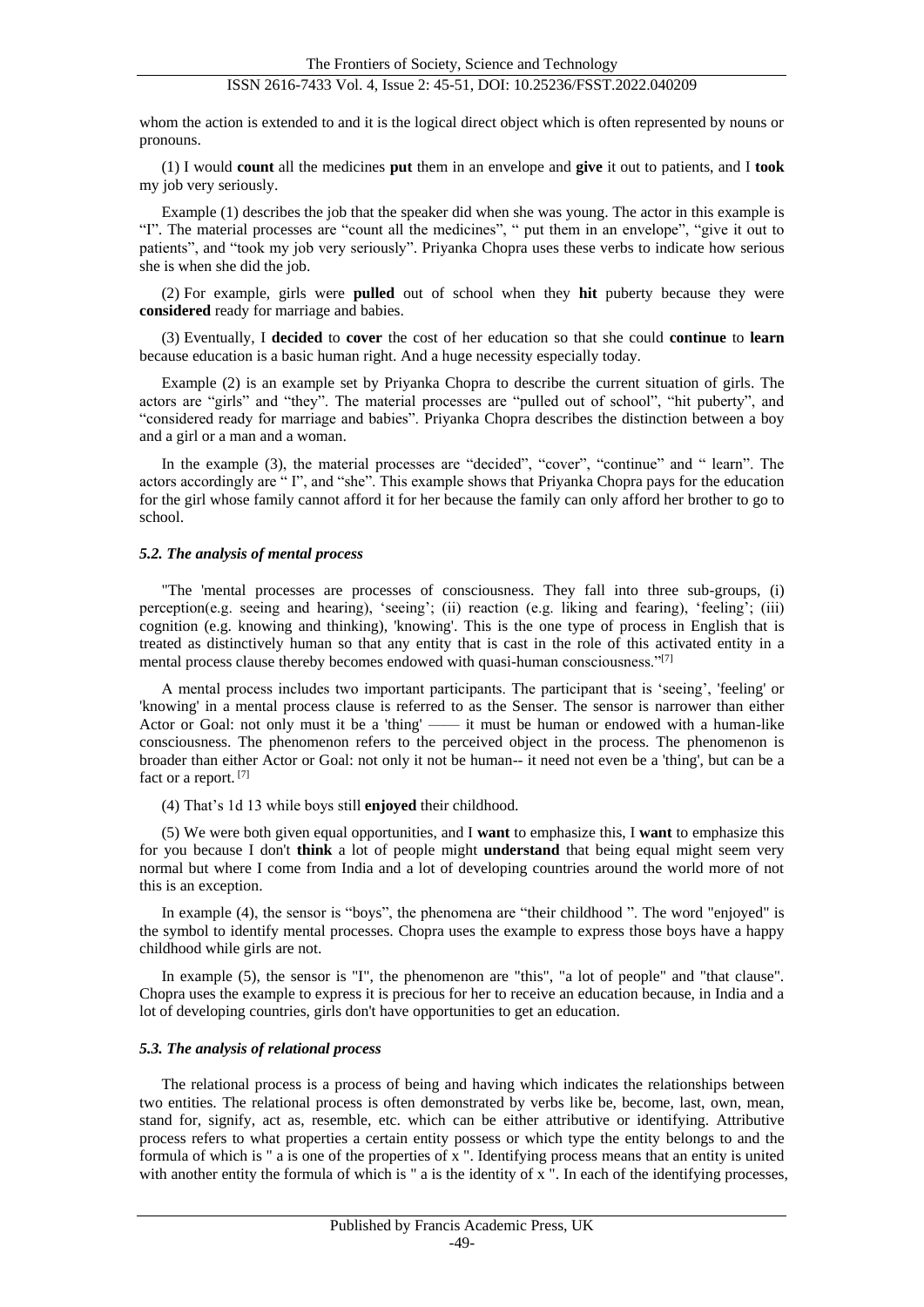whom the action is extended to and it is the logical direct object which is often represented by nouns or pronouns.

(1) I would **count** all the medicines **put** them in an envelope and **give** it out to patients, and I **took** my job very seriously.

Example (1) describes the job that the speaker did when she was young. The actor in this example is "I". The material processes are "count all the medicines", " put them in an envelope", "give it out to patients", and "took my job very seriously". Priyanka Chopra uses these verbs to indicate how serious she is when she did the job.

(2) For example, girls were **pulled** out of school when they **hit** puberty because they were **considered** ready for marriage and babies.

(3) Eventually, I **decided** to **cover** the cost of her education so that she could **continue** to **learn** because education is a basic human right. And a huge necessity especially today.

Example (2) is an example set by Priyanka Chopra to describe the current situation of girls. The actors are "girls" and "they". The material processes are "pulled out of school", "hit puberty", and "considered ready for marriage and babies". Priyanka Chopra describes the distinction between a boy and a girl or a man and a woman.

In the example (3), the material processes are "decided", "cover", "continue" and " learn". The actors accordingly are " I", and "she". This example shows that Priyanka Chopra pays for the education for the girl whose family cannot afford it for her because the family can only afford her brother to go to school.

### *5.2. The analysis of mental process*

"The 'mental processes are processes of consciousness. They fall into three sub-groups, (i) perception(e.g. seeing and hearing), 'seeing'; (ii) reaction (e.g. liking and fearing), 'feeling'; (iii) cognition (e.g. knowing and thinking), 'knowing'. This is the one type of process in English that is treated as distinctively human so that any entity that is cast in the role of this activated entity in a mental process clause thereby becomes endowed with quasi-human consciousness."[7]

A mental process includes two important participants. The participant that is 'seeing', 'feeling' or 'knowing' in a mental process clause is referred to as the Senser. The sensor is narrower than either Actor or Goal: not only must it be a 'thing' —— it must be human or endowed with a human-like consciousness. The phenomenon refers to the perceived object in the process. The phenomenon is broader than either Actor or Goal: not only it not be human-- it need not even be a 'thing', but can be a fact or a report. [7]

(4) That's 1d 13 while boys still **enjoyed** their childhood.

(5) We were both given equal opportunities, and I **want** to emphasize this, I **want** to emphasize this for you because I don't **think** a lot of people might **understand** that being equal might seem very normal but where I come from India and a lot of developing countries around the world more of not this is an exception.

In example (4), the sensor is "boys", the phenomena are "their childhood ". The word "enjoyed" is the symbol to identify mental processes. Chopra uses the example to express those boys have a happy childhood while girls are not.

In example (5), the sensor is "I", the phenomenon are "this", "a lot of people" and "that clause". Chopra uses the example to express it is precious for her to receive an education because, in India and a lot of developing countries, girls don't have opportunities to get an education.

### *5.3. The analysis of relational process*

The relational process is a process of being and having which indicates the relationships between two entities. The relational process is often demonstrated by verbs like be, become, last, own, mean, stand for, signify, act as, resemble, etc. which can be either attributive or identifying. Attributive process refers to what properties a certain entity possess or which type the entity belongs to and the formula of which is " a is one of the properties of x ". Identifying process means that an entity is united with another entity the formula of which is " a is the identity of x ". In each of the identifying processes,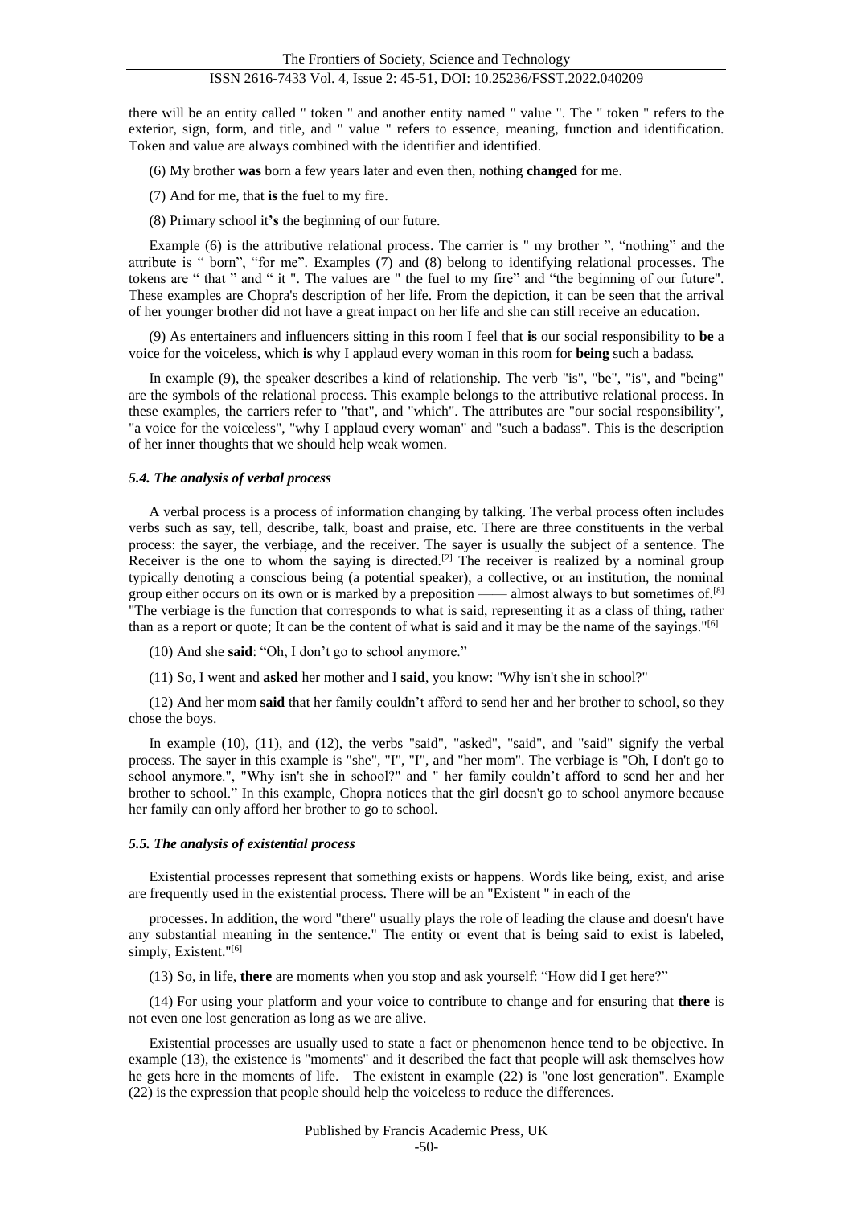there will be an entity called " token " and another entity named " value ". The " token " refers to the exterior, sign, form, and title, and " value " refers to essence, meaning, function and identification. Token and value are always combined with the identifier and identified.

(6) My brother **was** born a few years later and even then, nothing **changed** for me.

(7) And for me, that **is** the fuel to my fire.

(8) Primary school it**'s** the beginning of our future.

Example (6) is the attributive relational process. The carrier is " my brother ", "nothing" and the attribute is " born", "for me". Examples (7) and (8) belong to identifying relational processes. The tokens are " that " and " it ". The values are " the fuel to my fire" and "the beginning of our future". These examples are Chopra's description of her life. From the depiction, it can be seen that the arrival of her younger brother did not have a great impact on her life and she can still receive an education.

(9) As entertainers and influencers sitting in this room I feel that **is** our social responsibility to **be** a voice for the voiceless, which **is** why I applaud every woman in this room for **being** such a badass*.*

In example (9), the speaker describes a kind of relationship. The verb "is", "be", "is", and "being" are the symbols of the relational process. This example belongs to the attributive relational process. In these examples, the carriers refer to "that", and "which". The attributes are "our social responsibility", "a voice for the voiceless", "why I applaud every woman" and "such a badass". This is the description of her inner thoughts that we should help weak women.

### *5.4. The analysis of verbal process*

A verbal process is a process of information changing by talking. The verbal process often includes verbs such as say, tell, describe, talk, boast and praise, etc. There are three constituents in the verbal process: the sayer, the verbiage, and the receiver. The sayer is usually the subject of a sentence. The Receiver is the one to whom the saying is directed.[2] The receiver is realized by a nominal group typically denoting a conscious being (a potential speaker), a collective, or an institution, the nominal group either occurs on its own or is marked by a preposition —— almost always to but sometimes of.[8] "The verbiage is the function that corresponds to what is said, representing it as a class of thing, rather than as a report or quote; It can be the content of what is said and it may be the name of the sayings."[6]

(10) And she **said**: "Oh, I don't go to school anymore."

(11) So, I went and **asked** her mother and I **said**, you know: "Why isn't she in school?"

(12) And her mom **said** that her family couldn't afford to send her and her brother to school, so they chose the boys.

In example (10), (11), and (12), the verbs "said", "asked", "said", and "said" signify the verbal process. The sayer in this example is "she", "I", "I", and "her mom". The verbiage is "Oh, I don't go to school anymore.", "Why isn't she in school?" and " her family couldn't afford to send her and her brother to school." In this example, Chopra notices that the girl doesn't go to school anymore because her family can only afford her brother to go to school.

### *5.5. The analysis of existential process*

Existential processes represent that something exists or happens. Words like being, exist, and arise are frequently used in the existential process. There will be an "Existent " in each of the processes. In addition, the word "there" usually plays the role of leading the clause and doesn't have any substantial meaning in the sentence." The entity or event that is being said to exist is labeled, simply, Existent."[6]

(13) So, in life, **there** are moments when you stop and ask yourself: "How did I get here?"

(14) For using your platform and your voice to contribute to change and for ensuring that **there** is not even one lost generation as long as we are alive.

Existential processes are usually used to state a fact or phenomenon hence tend to be objective. In example (13), the existence is "moments" and it described the fact that people will ask themselves how he gets here in the moments of life. The existent in example (22) is "one lost generation". Example (22) is the expression that people should help the voiceless to reduce the differences.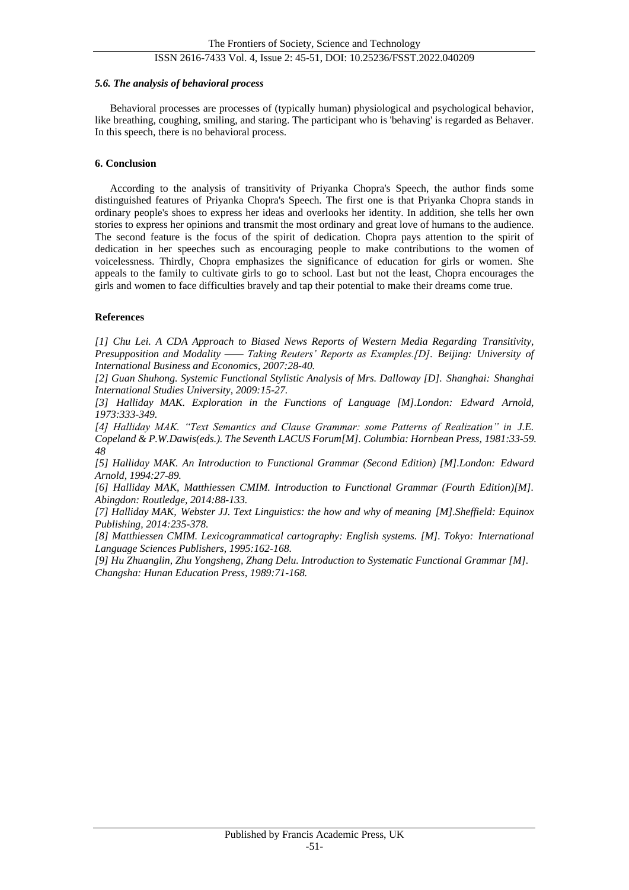### *5.6. The analysis of behavioral process*

Behavioral processes are processes of (typically human) physiological and psychological behavior, like breathing, coughing, smiling, and staring. The participant who is 'behaving' is regarded as Behaver. In this speech, there is no behavioral process.

## 6. Conclusion

According to the analysis of transitivity of Priyanka Chopra's Speech, the author finds some distinguished features of Priyanka Chopra's Speech. The first one is that Priyanka Chopra stands in ordinary people's shoes to express her ideas and overlooks her identity. In addition, she tells her own stories to express her opinions and transmit the most ordinary and great love of humans to the audience. The second feature is the focus of the spirit of dedication. Chopra pays attention to the spirit of dedication in her speeches such as encouraging people to make contributions to the women of voicelessness. Thirdly, Chopra emphasizes the significance of education for girls or women. She appeals to the family to cultivate girls to go to school. Last but not the least, Chopra encourages the girls and women to face difficulties bravely and tap their potential to make their dreams come true.

## References

*[1] Chu Lei. A CDA Approach to Biased News Reports of Western Media Regarding Transitivity, Presupposition and Modality —— Taking Reuters' Reports as Examples.[D]. Beijing: University of International Business and Economics, 2007:28-40.*

*[2] Guan Shuhong. Systemic Functional Stylistic Analysis of Mrs. Dalloway [D]. Shanghai: Shanghai International Studies University, 2009:15-27.*

*[3] Halliday MAK. Exploration in the Functions of Language [M].London: Edward Arnold, 1973:333-349.*

*[4] Halliday MAK. "Text Semantics and Clause Grammar: some Patterns of Realization" in J.E. Copeland & P.W.Dawis(eds.). The Seventh LACUS Forum[M]. Columbia: Hornbean Press, 1981:33-59. 48*

*[5] Halliday MAK. An Introduction to Functional Grammar (Second Edition) [M].London: Edward Arnold, 1994:27-89.*

*[6] Halliday MAK, Matthiessen CMIM. Introduction to Functional Grammar (Fourth Edition)[M]. Abingdon: Routledge, 2014:88-133.*

*[7] Halliday MAK, Webster JJ. Text Linguistics: the how and why of meaning [M].Sheffield: Equinox Publishing, 2014:235-378.*

*[8] Matthiessen CMIM. Lexicogrammatical cartography: English systems. [M]. Tokyo: International Language Sciences Publishers, 1995:162-168.*

*[9] Hu Zhuanglin, Zhu Yongsheng, Zhang Delu. Introduction to Systematic Functional Grammar [M]. Changsha: Hunan Education Press, 1989:71-168.*